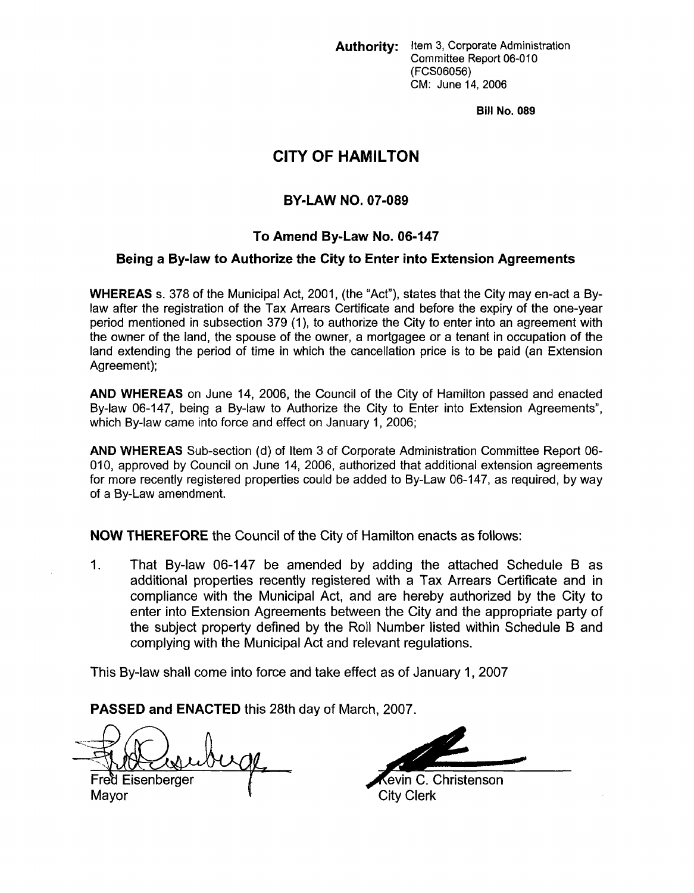**Authority:** Item 3, Corporate Administration Committee Report 06-010 (FCS06056)
CM: June 14, 2006

**Bill No. 089**

# CITY OF HAMILTON

## BY-LAW NO. 07-089

### To Amend By-Law No. 06-147

### Being a By-law to Authorize the City to Enter into Extension Agreements

**WHEREAS** s. 378 of the Municipal Act, 2001, (the "Act"), states that the City may en-act a By-law after the registration of the Tax Arrears Certificate and before the expiry of the one-year period mentioned in subsection 379 (1), to authorize the City to enter into an agreement with the owner of the land, the spouse of the owner, a mortgagee or a tenant in occupation of the land extending the period of time in which the cancellation price is to be paid (an Extension Agreement);

**AND WHEREAS** on June 14, 2006, the Council of the City of Hamilton passed and enacted By-law 06-147, being a By-law to Authorize the City to Enter into Extension Agreements", which By-law came into force and effect on January 1, 2006;

**AND WHEREAS** Sub-section (d) of Item 3 of Corporate Administration Committee Report 06-010, approved by Council on June 14, 2006, authorized that additional extension agreements for more recently registered properties could be added to By-Law 06-147, as required, by way of a By-Law amendment.

**NOW THEREFORE** the Council of the City of Hamilton enacts as follows:

1. That By-law 06-147 be amended by adding the attached Schedule B as additional properties recently registered with a Tax Arrears Certificate and in compliance with the Municipal Act, and are hereby authorized by the City to enter into Extension Agreements between the City and the appropriate party of the subject property defined by the Roll Number listed within Schedule B and complying with the Municipal Act and relevant regulations.

This By-law shall come into force and take effect as of January 1, 2007

**PASSED and ENACTED** this 28th day of March, 2007.

Fred Eisenberger
Mayor

Kevin C. Christenson
City Clerk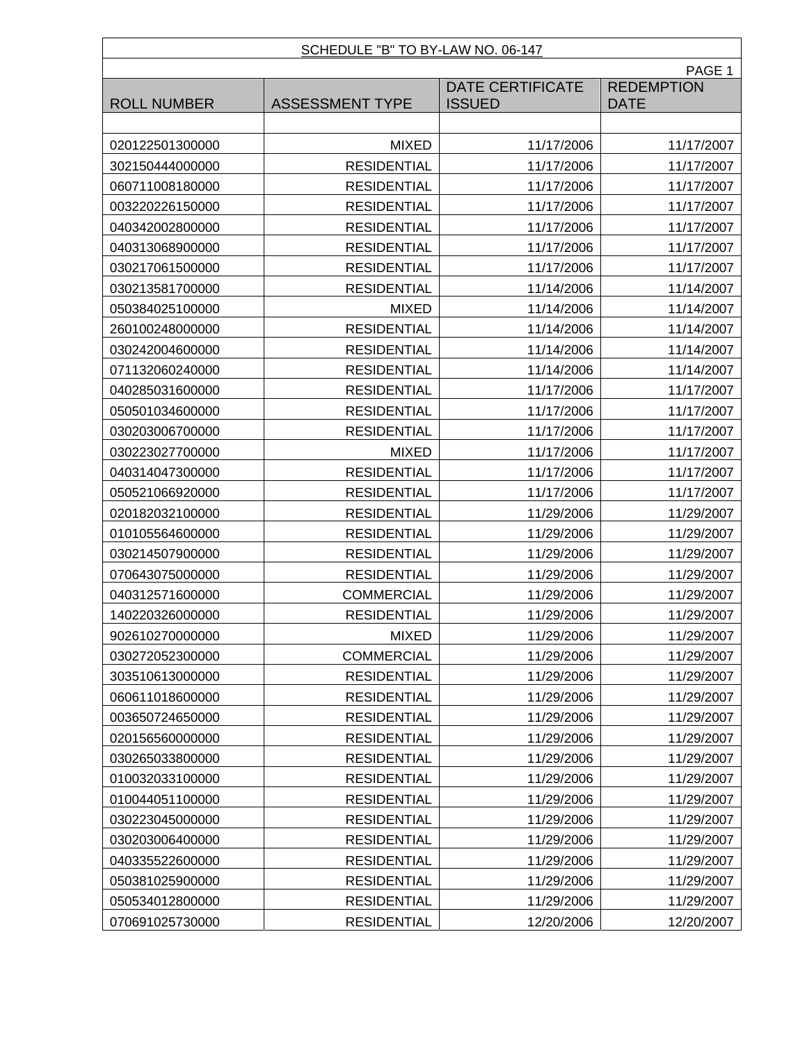SCHEDULE "B" TO BY-LAW NO. 06-147

| ROLL NUMBER | ASSESSMENT TYPE | DATE CERTIFICATE ISSUED | REDEMPTION DATE |
|---|---|---|---|
| | | | |
| 020122501300000 | MIXED | 11/17/2006 | 11/17/2007 |
| 302150444000000 | RESIDENTIAL | 11/17/2006 | 11/17/2007 |
| 060711008180000 | RESIDENTIAL | 11/17/2006 | 11/17/2007 |
| 003220226150000 | RESIDENTIAL | 11/17/2006 | 11/17/2007 |
| 040342002800000 | RESIDENTIAL | 11/17/2006 | 11/17/2007 |
| 040313068900000 | RESIDENTIAL | 11/17/2006 | 11/17/2007 |
| 030217061500000 | RESIDENTIAL | 11/17/2006 | 11/17/2007 |
| 030213581700000 | RESIDENTIAL | 11/14/2006 | 11/14/2007 |
| 050384025100000 | MIXED | 11/14/2006 | 11/14/2007 |
| 260100248000000 | RESIDENTIAL | 11/14/2006 | 11/14/2007 |
| 030242004600000 | RESIDENTIAL | 11/14/2006 | 11/14/2007 |
| 071132060240000 | RESIDENTIAL | 11/14/2006 | 11/14/2007 |
| 040285031600000 | RESIDENTIAL | 11/17/2006 | 11/17/2007 |
| 050501034600000 | RESIDENTIAL | 11/17/2006 | 11/17/2007 |
| 030203006700000 | RESIDENTIAL | 11/17/2006 | 11/17/2007 |
| 030223027700000 | MIXED | 11/17/2006 | 11/17/2007 |
| 040314047300000 | RESIDENTIAL | 11/17/2006 | 11/17/2007 |
| 050521066920000 | RESIDENTIAL | 11/17/2006 | 11/17/2007 |
| 020182032100000 | RESIDENTIAL | 11/29/2006 | 11/29/2007 |
| 010105564600000 | RESIDENTIAL | 11/29/2006 | 11/29/2007 |
| 030214507900000 | RESIDENTIAL | 11/29/2006 | 11/29/2007 |
| 070643075000000 | RESIDENTIAL | 11/29/2006 | 11/29/2007 |
| 040312571600000 | COMMERCIAL | 11/29/2006 | 11/29/2007 |
| 140220326000000 | RESIDENTIAL | 11/29/2006 | 11/29/2007 |
| 902610270000000 | MIXED | 11/29/2006 | 11/29/2007 |
| 030272052300000 | COMMERCIAL | 11/29/2006 | 11/29/2007 |
| 303510613000000 | RESIDENTIAL | 11/29/2006 | 11/29/2007 |
| 060611018600000 | RESIDENTIAL | 11/29/2006 | 11/29/2007 |
| 003650724650000 | RESIDENTIAL | 11/29/2006 | 11/29/2007 |
| 020156560000000 | RESIDENTIAL | 11/29/2006 | 11/29/2007 |
| 030265033800000 | RESIDENTIAL | 11/29/2006 | 11/29/2007 |
| 010032033100000 | RESIDENTIAL | 11/29/2006 | 11/29/2007 |
| 010044051100000 | RESIDENTIAL | 11/29/2006 | 11/29/2007 |
| 030223045000000 | RESIDENTIAL | 11/29/2006 | 11/29/2007 |
| 030203006400000 | RESIDENTIAL | 11/29/2006 | 11/29/2007 |
| 040335522600000 | RESIDENTIAL | 11/29/2006 | 11/29/2007 |
| 050381025900000 | RESIDENTIAL | 11/29/2006 | 11/29/2007 |
| 050534012800000 | RESIDENTIAL | 11/29/2006 | 11/29/2007 |
| 070691025730000 | RESIDENTIAL | 12/20/2006 | 12/20/2007 |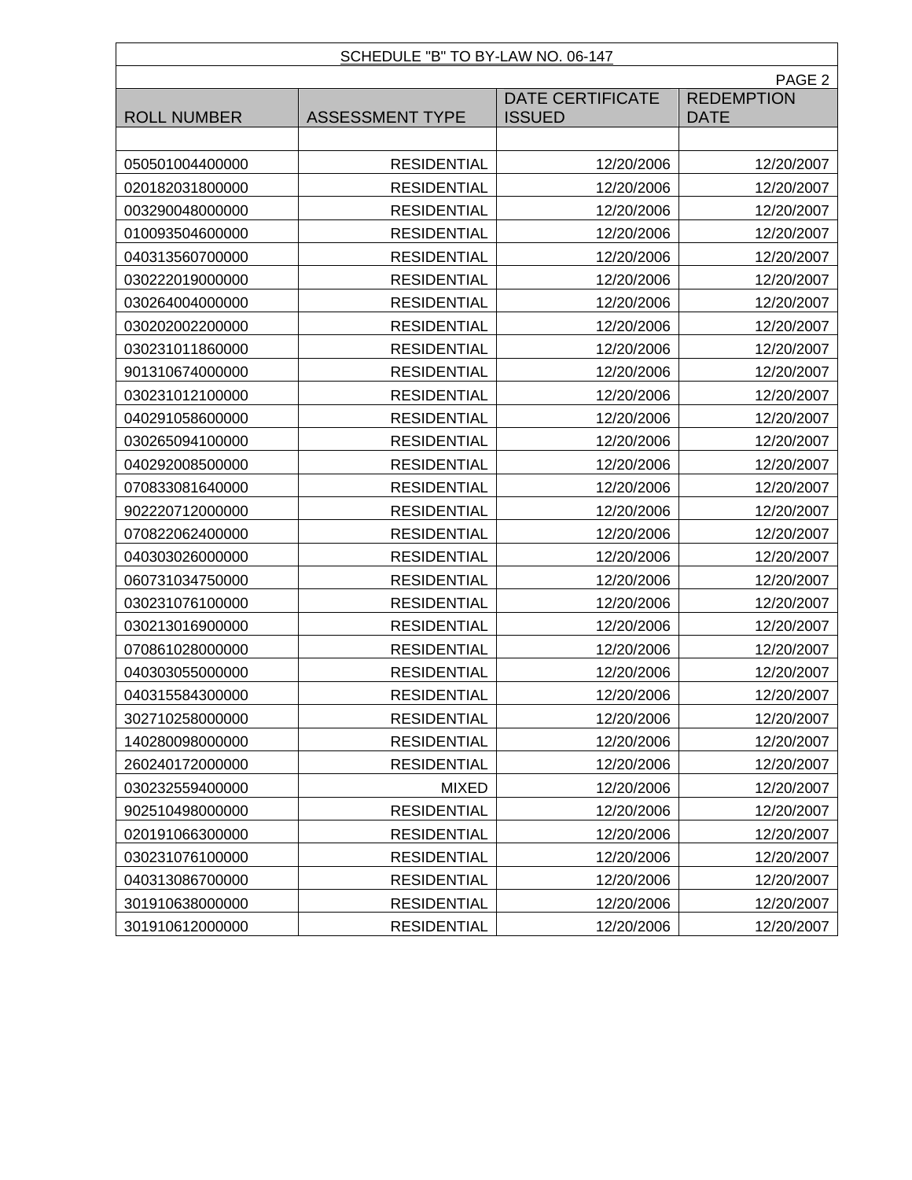SCHEDULE "B" TO BY-LAW NO. 06-147

| ROLL NUMBER | ASSESSMENT TYPE | DATE CERTIFICATE ISSUED | REDEMPTION DATE |
|---|---|---|---|
| | | | |
| 050501004400000 | RESIDENTIAL | 12/20/2006 | 12/20/2007 |
| 020182031800000 | RESIDENTIAL | 12/20/2006 | 12/20/2007 |
| 003290048000000 | RESIDENTIAL | 12/20/2006 | 12/20/2007 |
| 010093504600000 | RESIDENTIAL | 12/20/2006 | 12/20/2007 |
| 040313560700000 | RESIDENTIAL | 12/20/2006 | 12/20/2007 |
| 030222019000000 | RESIDENTIAL | 12/20/2006 | 12/20/2007 |
| 030264004000000 | RESIDENTIAL | 12/20/2006 | 12/20/2007 |
| 030202002200000 | RESIDENTIAL | 12/20/2006 | 12/20/2007 |
| 030231011860000 | RESIDENTIAL | 12/20/2006 | 12/20/2007 |
| 901310674000000 | RESIDENTIAL | 12/20/2006 | 12/20/2007 |
| 030231012100000 | RESIDENTIAL | 12/20/2006 | 12/20/2007 |
| 040291058600000 | RESIDENTIAL | 12/20/2006 | 12/20/2007 |
| 030265094100000 | RESIDENTIAL | 12/20/2006 | 12/20/2007 |
| 040292008500000 | RESIDENTIAL | 12/20/2006 | 12/20/2007 |
| 070833081640000 | RESIDENTIAL | 12/20/2006 | 12/20/2007 |
| 902220712000000 | RESIDENTIAL | 12/20/2006 | 12/20/2007 |
| 070822062400000 | RESIDENTIAL | 12/20/2006 | 12/20/2007 |
| 040303026000000 | RESIDENTIAL | 12/20/2006 | 12/20/2007 |
| 060731034750000 | RESIDENTIAL | 12/20/2006 | 12/20/2007 |
| 030231076100000 | RESIDENTIAL | 12/20/2006 | 12/20/2007 |
| 030213016900000 | RESIDENTIAL | 12/20/2006 | 12/20/2007 |
| 070861028000000 | RESIDENTIAL | 12/20/2006 | 12/20/2007 |
| 040303055000000 | RESIDENTIAL | 12/20/2006 | 12/20/2007 |
| 040315584300000 | RESIDENTIAL | 12/20/2006 | 12/20/2007 |
| 302710258000000 | RESIDENTIAL | 12/20/2006 | 12/20/2007 |
| 140280098000000 | RESIDENTIAL | 12/20/2006 | 12/20/2007 |
| 260240172000000 | RESIDENTIAL | 12/20/2006 | 12/20/2007 |
| 030232559400000 | MIXED | 12/20/2006 | 12/20/2007 |
| 902510498000000 | RESIDENTIAL | 12/20/2006 | 12/20/2007 |
| 020191066300000 | RESIDENTIAL | 12/20/2006 | 12/20/2007 |
| 030231076100000 | RESIDENTIAL | 12/20/2006 | 12/20/2007 |
| 040313086700000 | RESIDENTIAL | 12/20/2006 | 12/20/2007 |
| 301910638000000 | RESIDENTIAL | 12/20/2006 | 12/20/2007 |
| 301910612000000 | RESIDENTIAL | 12/20/2006 | 12/20/2007 |